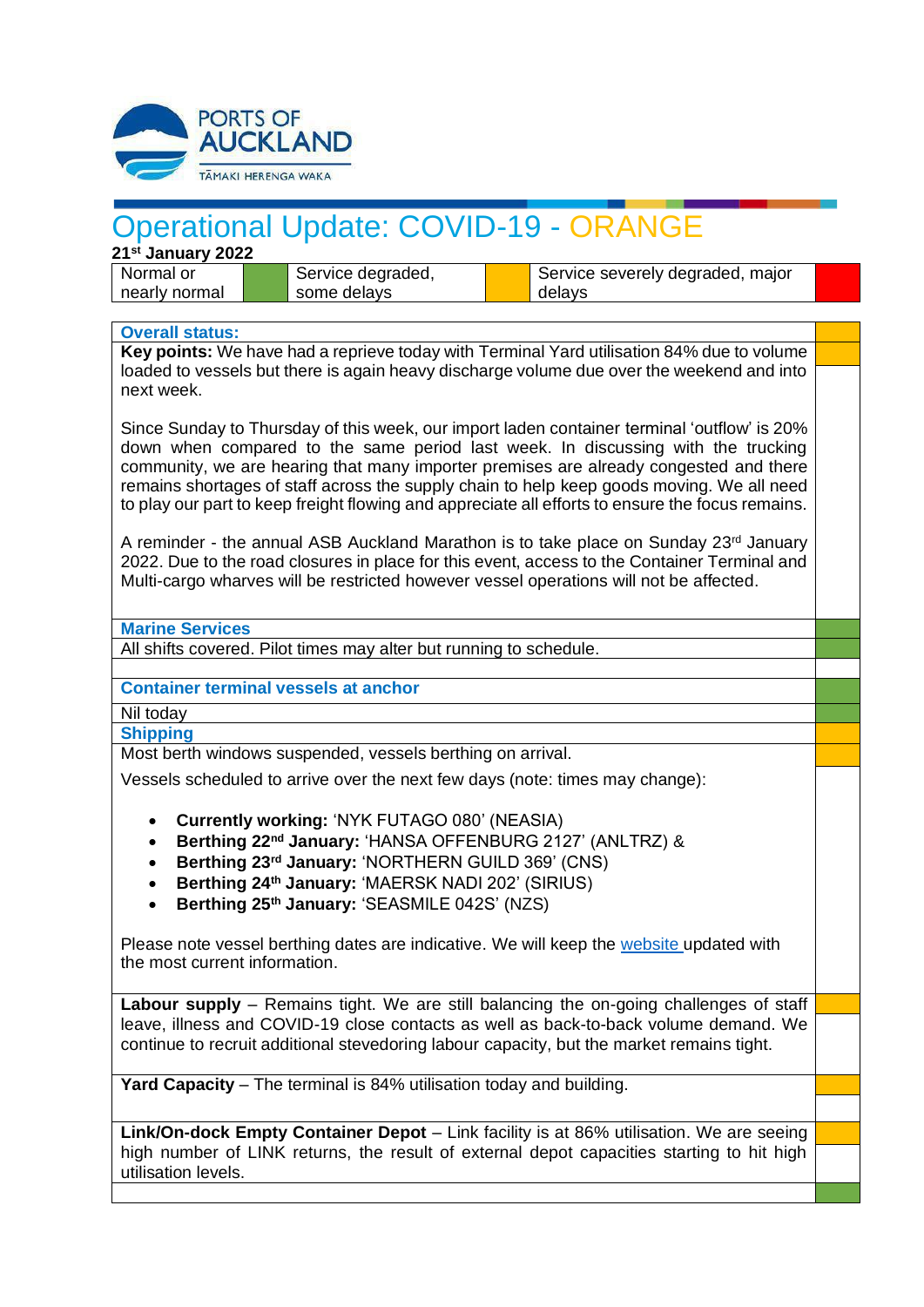# Operational Update: COVID-19 - ORANGE

**21st January 2022**

| Normal or nearly normal | Green | Service degraded, some delays | Orange | Service severely degraded, major delays | Red |
|---|---|---|---|---|---|

**Overall status:**

**Key points:** We have had a reprieve today with Terminal Yard utilisation 84% due to volume loaded to vessels but there is again heavy discharge volume due over the weekend and into next week.

Since Sunday to Thursday of this week, our import laden container terminal 'outflow' is 20% down when compared to the same period last week. In discussing with the trucking community, we are hearing that many importer premises are already congested and there remains shortages of staff across the supply chain to help keep goods moving. We all need to play our part to keep freight flowing and appreciate all efforts to ensure the focus remains.

A reminder - the annual ASB Auckland Marathon is to take place on Sunday 23rd January 2022. Due to the road closures in place for this event, access to the Container Terminal and Multi-cargo wharves will be restricted however vessel operations will not be affected.

**Marine Services**

All shifts covered. Pilot times may alter but running to schedule.

**Container terminal vessels at anchor**

Nil today

**Shipping**

Most berth windows suspended, vessels berthing on arrival.

Vessels scheduled to arrive over the next few days (note: times may change):

- **Currently working:** 'NYK FUTAGO 080' (NEASIA)
- **Berthing 22nd January:** 'HANSA OFFENBURG 2127' (ANLTRZ) &
- **Berthing 23rd January:** 'NORTHERN GUILD 369' (CNS)
- **Berthing 24th January:** 'MAERSK NADI 202' (SIRIUS)
- **Berthing 25th January:** 'SEASMILE 042S' (NZS)

Please note vessel berthing dates are indicative. We will keep the website updated with the most current information.

**Labour supply** – Remains tight. We are still balancing the on-going challenges of staff leave, illness and COVID-19 close contacts as well as back-to-back volume demand. We continue to recruit additional stevedoring labour capacity, but the market remains tight.

**Yard Capacity** – The terminal is 84% utilisation today and building.

**Link/On-dock Empty Container Depot** – Link facility is at 86% utilisation. We are seeing high number of LINK returns, the result of external depot capacities starting to hit high utilisation levels.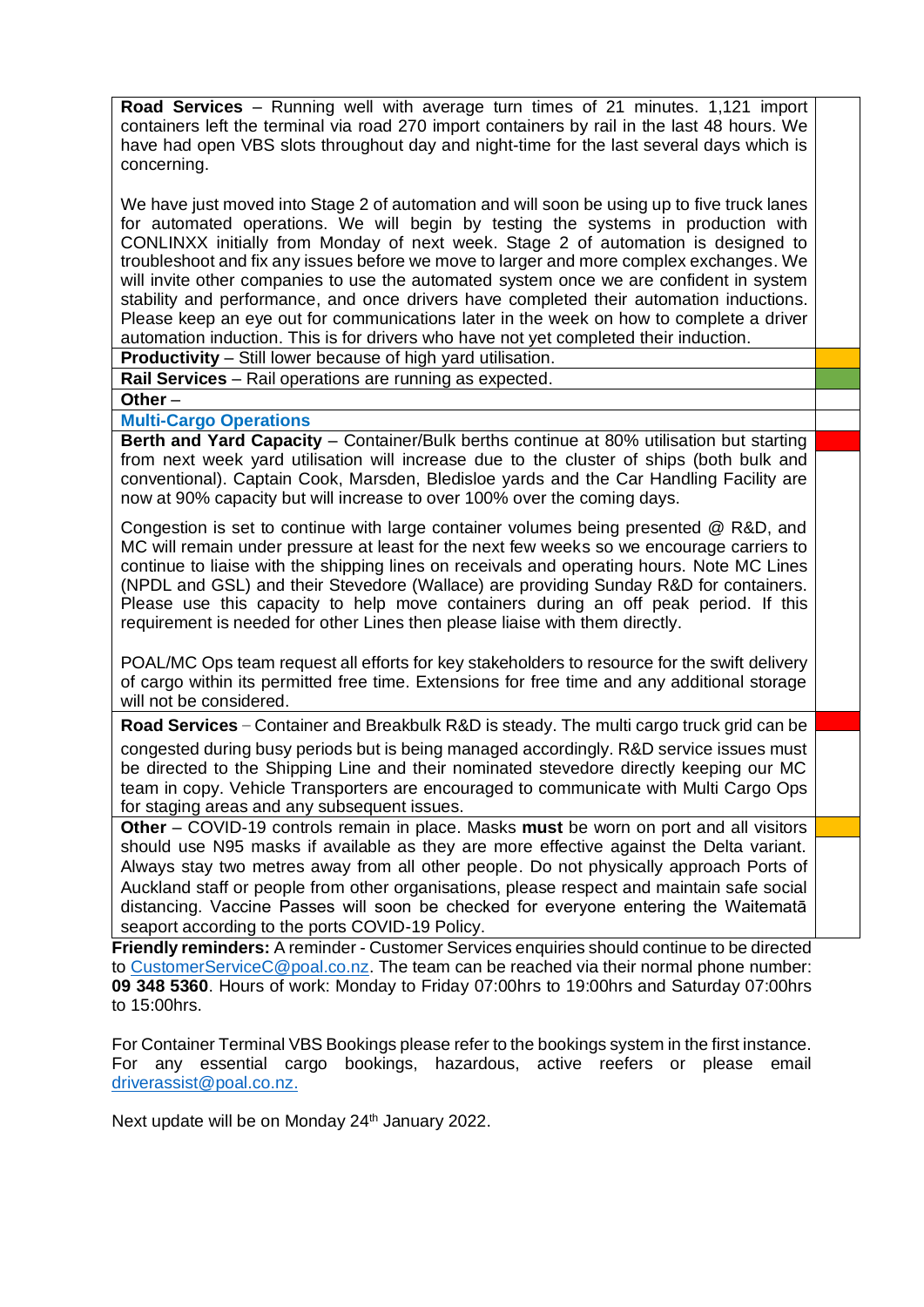| | |
|---|---|
| **Road Services** – Running well with average turn times of 21 minutes. 1,121 import containers left the terminal via road 270 import containers by rail in the last 48 hours. We have had open VBS slots throughout day and night-time for the last several days which is concerning.<br><br>We have just moved into Stage 2 of automation and will soon be using up to five truck lanes for automated operations. We will begin by testing the systems in production with CONLINXX initially from Monday of next week. Stage 2 of automation is designed to troubleshoot and fix any issues before we move to larger and more complex exchanges. We will invite other companies to use the automated system once we are confident in system stability and performance, and once drivers have completed their automation inductions. Please keep an eye out for communications later in the week on how to complete a driver automation induction. This is for drivers who have not yet completed their induction. | |
| **Productivity** – Still lower because of high yard utilisation. | |
| **Rail Services** – Rail operations are running as expected. | |
| **Other** – | |
| **Multi-Cargo Operations** | |
| **Berth and Yard Capacity** – Container/Bulk berths continue at 80% utilisation but starting from next week yard utilisation will increase due to the cluster of ships (both bulk and conventional). Captain Cook, Marsden, Bledisloe yards and the Car Handling Facility are now at 90% capacity but will increase to over 100% over the coming days.<br><br>Congestion is set to continue with large container volumes being presented @ R&D, and MC will remain under pressure at least for the next few weeks so we encourage carriers to continue to liaise with the shipping lines on receivals and operating hours. Note MC Lines (NPDL and GSL) and their Stevedore (Wallace) are providing Sunday R&D for containers. Please use this capacity to help move containers during an off peak period. If this requirement is needed for other Lines then please liaise with them directly.<br><br>POAL/MC Ops team request all efforts for key stakeholders to resource for the swift delivery of cargo within its permitted free time. Extensions for free time and any additional storage will not be considered. | |
| **Road Services** – Container and Breakbulk R&D is steady. The multi cargo truck grid can be congested during busy periods but is being managed accordingly. R&D service issues must be directed to the Shipping Line and their nominated stevedore directly keeping our MC team in copy. Vehicle Transporters are encouraged to communicate with Multi Cargo Ops for staging areas and any subsequent issues. | |
| **Other** – COVID-19 controls remain in place. Masks **must** be worn on port and all visitors should use N95 masks if available as they are more effective against the Delta variant. Always stay two metres away from all other people. Do not physically approach Ports of Auckland staff or people from other organisations, please respect and maintain safe social distancing. Vaccine Passes will soon be checked for everyone entering the Waitematā seaport according to the ports COVID-19 Policy. | |

**Friendly reminders:** A reminder - Customer Services enquiries should continue to be directed to CustomerServiceC@poal.co.nz. The team can be reached via their normal phone number: **09 348 5360**. Hours of work: Monday to Friday 07:00hrs to 19:00hrs and Saturday 07:00hrs to 15:00hrs.

For Container Terminal VBS Bookings please refer to the bookings system in the first instance. For any essential cargo bookings, hazardous, active reefers or please email driverassist@poal.co.nz.

Next update will be on Monday 24th January 2022.